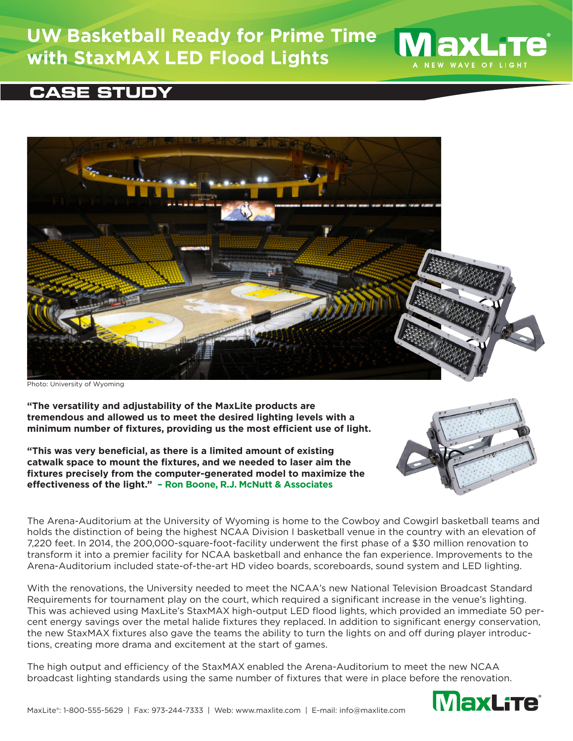# UW Basketball Ready for Prime Time with StaxMAX LED Flood Lights

## CASE STUDY

Photo: University of Wyoming

**"The versatility and adjustability of the MaxLite products are tremendous and allowed us to meet the desired lighting levels with a minimum number of fixtures, providing us the most efficient use of light.**

**"This was very beneficial, as there is a limited amount of existing catwalk space to mount the fixtures, and we needed to laser aim the fixtures precisely from the computer-generated model to maximize the effectiveness of the light." – Ron Boone, R.J. McNutt & Associates**

The Arena-Auditorium at the University of Wyoming is home to the Cowboy and Cowgirl basketball teams and holds the distinction of being the highest NCAA Division I basketball venue in the country with an elevation of 7,220 feet. In 2014, the 200,000-square-foot-facility underwent the first phase of a $30 million renovation to transform it into a premier facility for NCAA basketball and enhance the fan experience. Improvements to the Arena-Auditorium included state-of-the-art HD video boards, scoreboards, sound system and LED lighting.

With the renovations, the University needed to meet the NCAA's new National Television Broadcast Standard Requirements for tournament play on the court, which required a significant increase in the venue's lighting. This was achieved using MaxLite's StaxMAX high-output LED flood lights, which provided an immediate 50 percent energy savings over the metal halide fixtures they replaced. In addition to significant energy conservation, the new StaxMAX fixtures also gave the teams the ability to turn the lights on and off during player introductions, creating more drama and excitement at the start of games.

The high output and efficiency of the StaxMAX enabled the Arena-Auditorium to meet the new NCAA broadcast lighting standards using the same number of fixtures that were in place before the renovation.

MaxLite®: 1-800-555-5629 | Fax: 973-244-7333 | Web: www.maxlite.com | E-mail: info@maxlite.com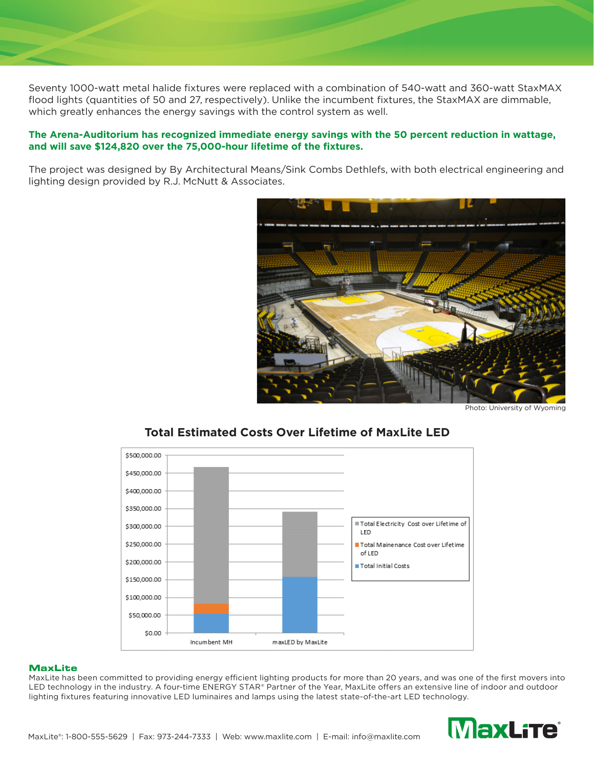Seventy 1000-watt metal halide fixtures were replaced with a combination of 540-watt and 360-watt StaxMAX flood lights (quantities of 50 and 27, respectively). Unlike the incumbent fixtures, the StaxMAX are dimmable, which greatly enhances the energy savings with the control system as well.

**The Arena-Auditorium has recognized immediate energy savings with the 50 percent reduction in wattage, and will save $124,820 over the 75,000-hour lifetime of the fixtures.**

The project was designed by By Architectural Means/Sink Combs Dethlefs, with both electrical engineering and lighting design provided by R.J. McNutt & Associates.

Photo: University of Wyoming

## Total Estimated Costs Over Lifetime of MaxLite LED

$500,000.00
$450,000.00
$400,000.00
$350,000.00
$300,000.00
$250,000.00
$200,000.00
$150,000.00
$100,000.00
$50,000.00
$0.00

Incumbent MH
maxLED by MaxLite

Total Electricity Cost over Lifetime of LED
Total Mainenance Cost over Lifetime of LED
Total Initial Costs

### MaxLite

MaxLite has been committed to providing energy efficient lighting products for more than 20 years, and was one of the first movers into LED technology in the industry. A four-time ENERGY STAR® Partner of the Year, MaxLite offers an extensive line of indoor and outdoor lighting fixtures featuring innovative LED luminaires and lamps using the latest state-of-the-art LED technology.

MaxLite®: 1-800-555-5629 | Fax: 973-244-7333 | Web: www.maxlite.com | E-mail: info@maxlite.com